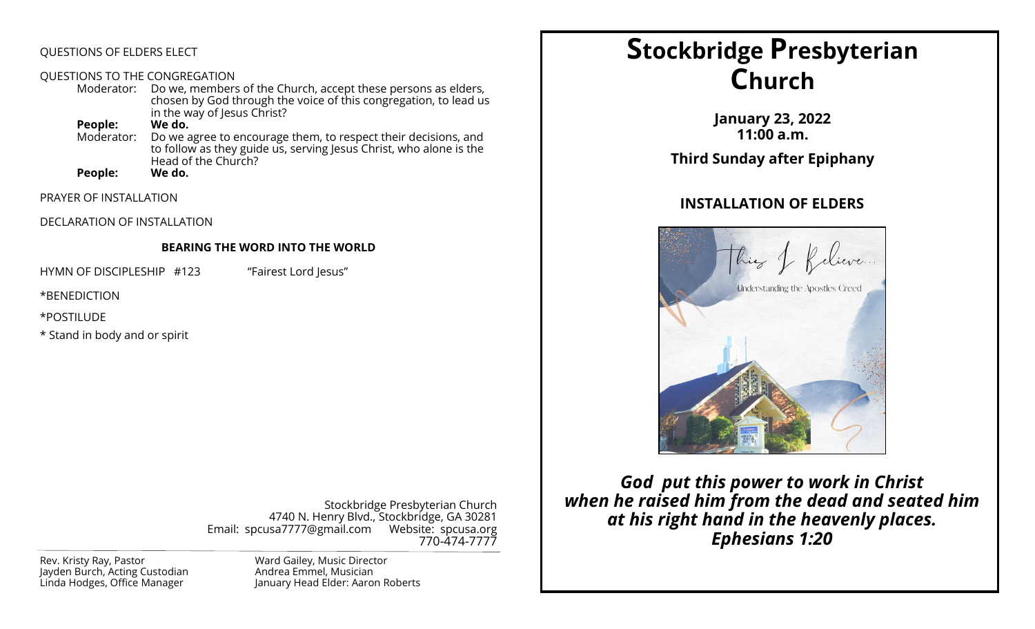QUESTIONS OF ELDERS ELECT

QUESTIONS TO THE CONGREGATION

Moderator: Do we, members of the Church, accept these persons as elders, chosen by God through the voice of this congregation, to lead us in the way of Jesus Christ?

**People: We do.**

Moderator: Do we agree to encourage them, to respect their decisions, and to follow as they guide us, serving Jesus Christ, who alone is the Head of the Church?

**People: We do.**

PRAYER OF INSTALLATION

DECLARATION OF INSTALLATION

**BEARING THE WORD INTO THE WORLD**

HYMN OF DISCIPLESHIP #123 "Fairest Lord Jesus"

*BENEDICTION

*POSTILUDE

* Stand in body and or spirit

Stockbridge Presbyterian Church
4740 N. Henry Blvd., Stockbridge, GA 30281
Email: spcusa7777@gmail.com Website: spcusa.org
770-474-7777

Rev. Kristy Ray, Pastor
Jayden Burch, Acting Custodian
Linda Hodges, Office Manager
Ward Gailey, Music Director
Andrea Emmel, Musician
January Head Elder: Aaron Roberts

# Stockbridge Presbyterian Church

**January 23, 2022**
**11:00 a.m.**

**Third Sunday after Epiphany**

**INSTALLATION OF ELDERS**

This I Believe...
Understanding the Apostles Creed

***God put this power to work in Christ when he raised him from the dead and seated him at his right hand in the heavenly places.***
***Ephesians 1:20***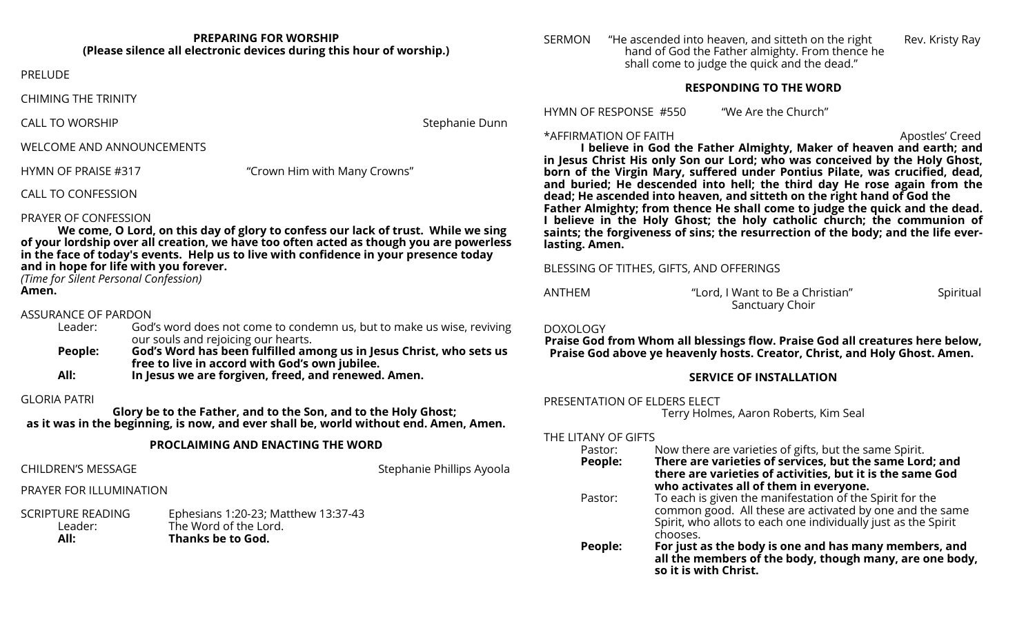### PREPARING FOR WORSHIP

**(Please silence all electronic devices during this hour of worship.)**

PRELUDE

CHIMING THE TRINITY

CALL TO WORSHIP — Stephanie Dunn

WELCOME AND ANNOUNCEMENTS

HYMN OF PRAISE #317 — "Crown Him with Many Crowns"

CALL TO CONFESSION

PRAYER OF CONFESSION

**We come, O Lord, on this day of glory to confess our lack of trust. While we sing of your lordship over all creation, we have too often acted as though you are powerless in the face of today's events. Help us to live with confidence in your presence today and in hope for life with you forever.**

*(Time for Silent Personal Confession)*

**Amen.**

ASSURANCE OF PARDON

Leader: God's word does not come to condemn us, but to make us wise, reviving our souls and rejoicing our hearts.

**People: God's Word has been fulfilled among us in Jesus Christ, who sets us free to live in accord with God's own jubilee.**

**All: In Jesus we are forgiven, freed, and renewed. Amen.**

GLORIA PATRI

**Glory be to the Father, and to the Son, and to the Holy Ghost;**
**as it was in the beginning, is now, and ever shall be, world without end. Amen, Amen.**

### PROCLAIMING AND ENACTING THE WORD

CHILDREN'S MESSAGE — Stephanie Phillips Ayoola

PRAYER FOR ILLUMINATION

SCRIPTURE READING — Ephesians 1:20-23; Matthew 13:37-43

Leader: The Word of the Lord.

**All: Thanks be to God.**

SERMON — "He ascended into heaven, and sitteth on the right hand of God the Father almighty. From thence he shall come to judge the quick and the dead." — Rev. Kristy Ray

### RESPONDING TO THE WORD

HYMN OF RESPONSE #550 — "We Are the Church"

*AFFIRMATION OF FAITH — Apostles' Creed

**I believe in God the Father Almighty, Maker of heaven and earth; and in Jesus Christ His only Son our Lord; who was conceived by the Holy Ghost, born of the Virgin Mary, suffered under Pontius Pilate, was crucified, dead, and buried; He descended into hell; the third day He rose again from the dead; He ascended into heaven, and sitteth on the right hand of God the Father Almighty; from thence He shall come to judge the quick and the dead. I believe in the Holy Ghost; the holy catholic church; the communion of saints; the forgiveness of sins; the resurrection of the body; and the life ever-lasting. Amen.**

BLESSING OF TITHES, GIFTS, AND OFFERINGS

ANTHEM — "Lord, I Want to Be a Christian" — Spiritual
Sanctuary Choir

DOXOLOGY

**Praise God from Whom all blessings flow. Praise God all creatures here below,**
**Praise God above ye heavenly hosts. Creator, Christ, and Holy Ghost. Amen.**

### SERVICE OF INSTALLATION

PRESENTATION OF ELDERS ELECT

Terry Holmes, Aaron Roberts, Kim Seal

THE LITANY OF GIFTS

Pastor: Now there are varieties of gifts, but the same Spirit.

**People: There are varieties of services, but the same Lord; and there are varieties of activities, but it is the same God who activates all of them in everyone.**

Pastor: To each is given the manifestation of the Spirit for the common good. All these are activated by one and the same Spirit, who allots to each one individually just as the Spirit chooses.

**People: For just as the body is one and has many members, and all the members of the body, though many, are one body, so it is with Christ.**